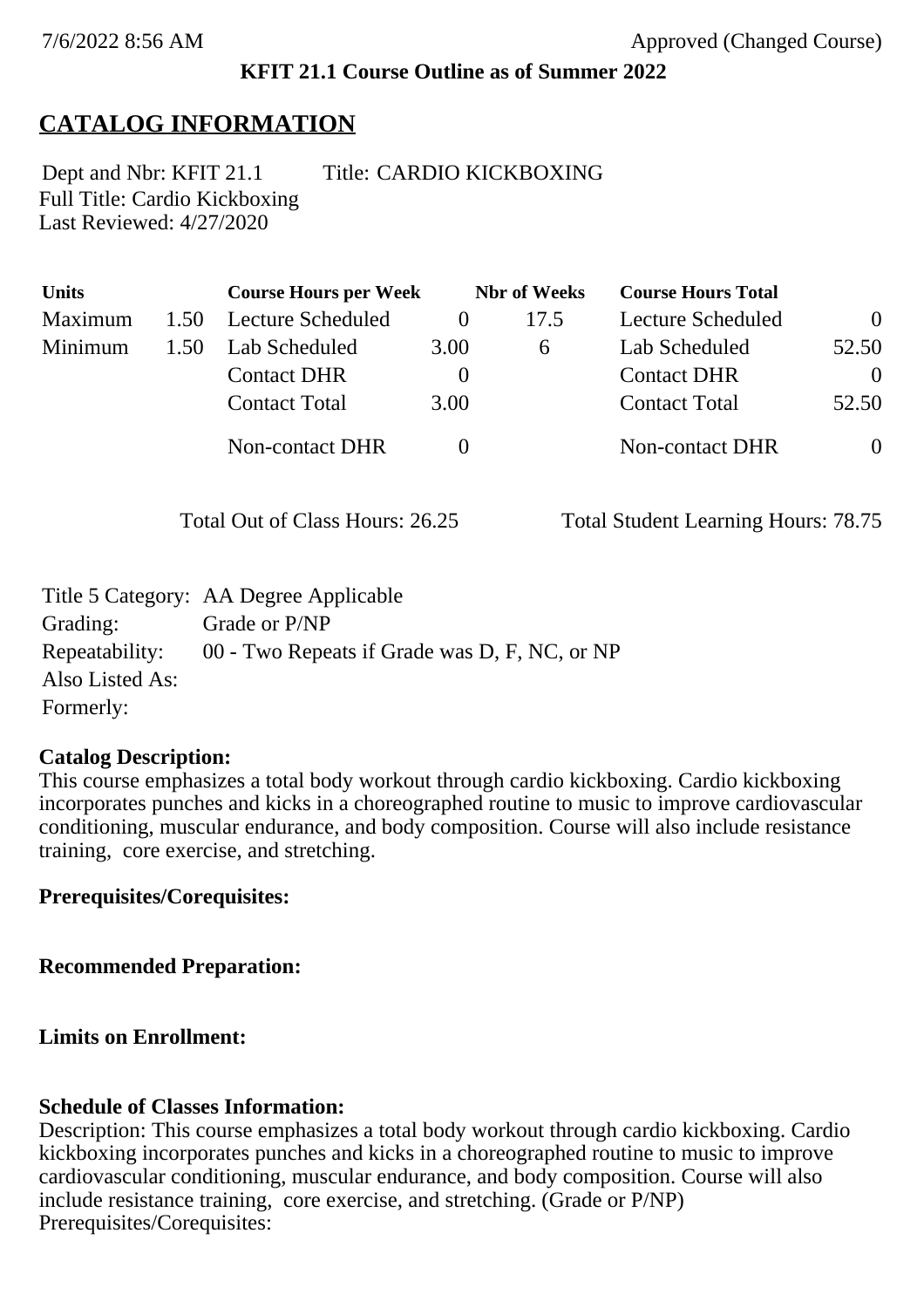7/6/2022 8:56 AM Approved (Changed Course)

**KFIT 21.1 Course Outline as of Summer 2022**

# CATALOG INFORMATION

Dept and Nbr: KFIT 21.1 Title: CARDIO KICKBOXING
Full Title: Cardio Kickboxing
Last Reviewed: 4/27/2020

| Units | | Course Hours per Week | | Nbr of Weeks | Course Hours Total | |
|---|---|---|---|---|---|---|
| Maximum | 1.50 | Lecture Scheduled | 0 | 17.5 | Lecture Scheduled | 0 |
| Minimum | 1.50 | Lab Scheduled | 3.00 | 6 | Lab Scheduled | 52.50 |
| | | Contact DHR | 0 | | Contact DHR | 0 |
| | | Contact Total | 3.00 | | Contact Total | 52.50 |
| | | Non-contact DHR | 0 | | Non-contact DHR | 0 |

Total Out of Class Hours: 26.25 Total Student Learning Hours: 78.75

Title 5 Category: AA Degree Applicable
Grading: Grade or P/NP
Repeatability: 00 - Two Repeats if Grade was D, F, NC, or NP
Also Listed As:
Formerly:

**Catalog Description:**
This course emphasizes a total body workout through cardio kickboxing. Cardio kickboxing incorporates punches and kicks in a choreographed routine to music to improve cardiovascular conditioning, muscular endurance, and body composition. Course will also include resistance training, core exercise, and stretching.

**Prerequisites/Corequisites:**

**Recommended Preparation:**

**Limits on Enrollment:**

**Schedule of Classes Information:**
Description: This course emphasizes a total body workout through cardio kickboxing. Cardio kickboxing incorporates punches and kicks in a choreographed routine to music to improve cardiovascular conditioning, muscular endurance, and body composition. Course will also include resistance training, core exercise, and stretching. (Grade or P/NP)
Prerequisites/Corequisites: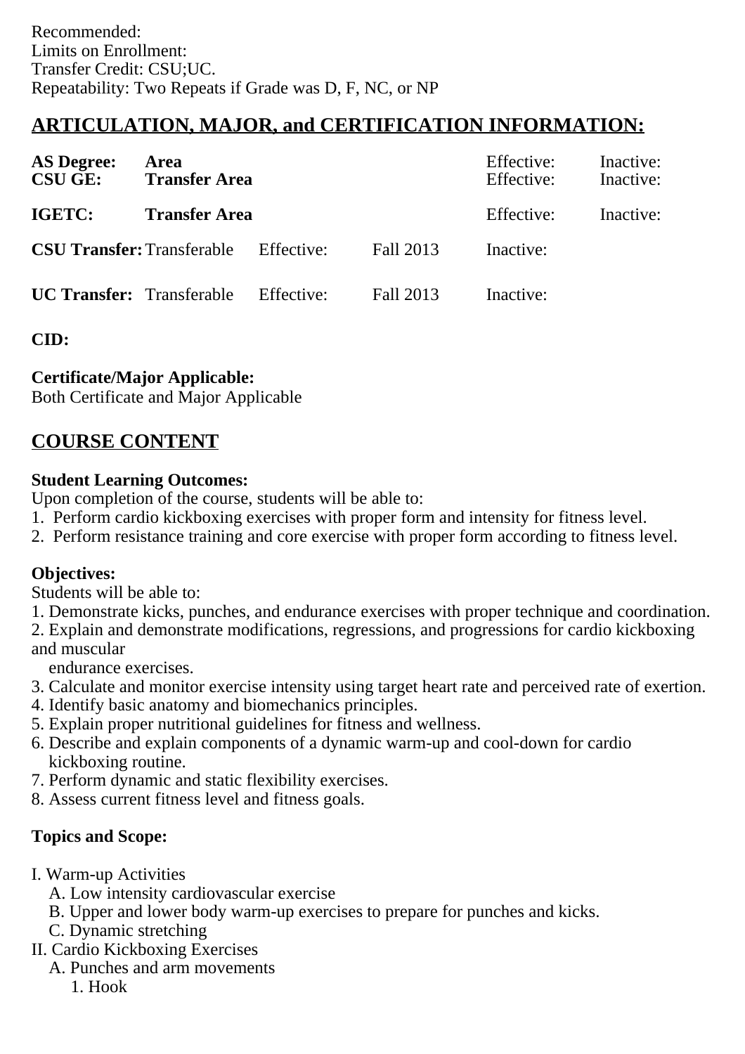Recommended:
Limits on Enrollment:
Transfer Credit: CSU;UC.
Repeatability: Two Repeats if Grade was D, F, NC, or NP

## ARTICULATION, MAJOR, and CERTIFICATION INFORMATION:

| | | | | | |
|---|---|---|---|---|---|
| **AS Degree:** | **Area** | | | Effective: | Inactive: |
| **CSU GE:** | **Transfer Area** | | | Effective: | Inactive: |
| **IGETC:** | **Transfer Area** | | | Effective: | Inactive: |
| **CSU Transfer:** | Transferable | Effective: | Fall 2013 | Inactive: | |
| **UC Transfer:** | Transferable | Effective: | Fall 2013 | Inactive: | |

**CID:**

**Certificate/Major Applicable:**
Both Certificate and Major Applicable

## COURSE CONTENT

**Student Learning Outcomes:**
Upon completion of the course, students will be able to:
1. Perform cardio kickboxing exercises with proper form and intensity for fitness level.
2. Perform resistance training and core exercise with proper form according to fitness level.

**Objectives:**
Students will be able to:
1. Demonstrate kicks, punches, and endurance exercises with proper technique and coordination.
2. Explain and demonstrate modifications, regressions, and progressions for cardio kickboxing and muscular endurance exercises.
3. Calculate and monitor exercise intensity using target heart rate and perceived rate of exertion.
4. Identify basic anatomy and biomechanics principles.
5. Explain proper nutritional guidelines for fitness and wellness.
6. Describe and explain components of a dynamic warm-up and cool-down for cardio kickboxing routine.
7. Perform dynamic and static flexibility exercises.
8. Assess current fitness level and fitness goals.

**Topics and Scope:**

I. Warm-up Activities
  A. Low intensity cardiovascular exercise
  B. Upper and lower body warm-up exercises to prepare for punches and kicks.
  C. Dynamic stretching
II. Cardio Kickboxing Exercises
  A. Punches and arm movements
    1. Hook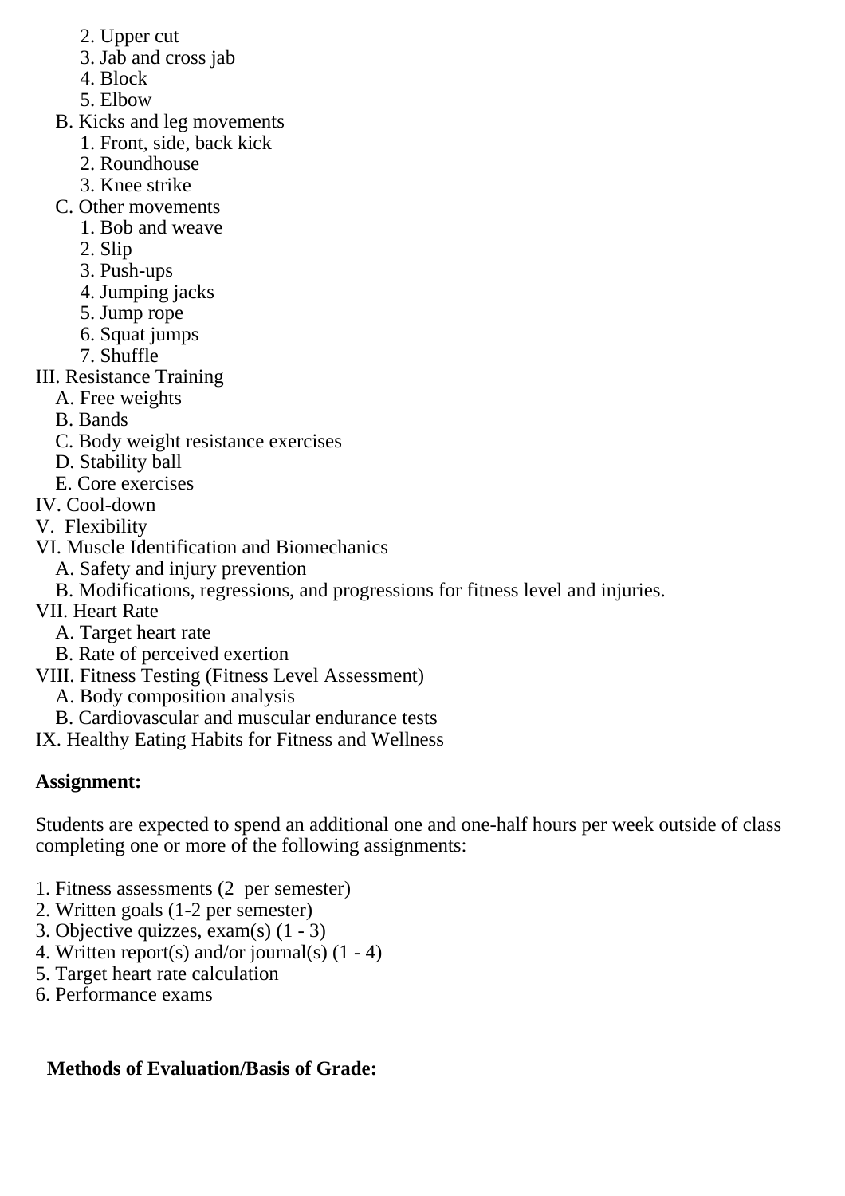2. Upper cut
      3. Jab and cross jab
      4. Block
      5. Elbow
   B. Kicks and leg movements
      1. Front, side, back kick
      2. Roundhouse
      3. Knee strike
   C. Other movements
      1. Bob and weave
      2. Slip
      3. Push-ups
      4. Jumping jacks
      5. Jump rope
      6. Squat jumps
      7. Shuffle

III. Resistance Training
   A. Free weights
   B. Bands
   C. Body weight resistance exercises
   D. Stability ball
   E. Core exercises

IV. Cool-down

V. Flexibility

VI. Muscle Identification and Biomechanics
   A. Safety and injury prevention
   B. Modifications, regressions, and progressions for fitness level and injuries.

VII. Heart Rate
   A. Target heart rate
   B. Rate of perceived exertion

VIII. Fitness Testing (Fitness Level Assessment)
   A. Body composition analysis
   B. Cardiovascular and muscular endurance tests

IX. Healthy Eating Habits for Fitness and Wellness

**Assignment:**

Students are expected to spend an additional one and one-half hours per week outside of class completing one or more of the following assignments:

1. Fitness assessments (2 per semester)
2. Written goals (1-2 per semester)
3. Objective quizzes, exam(s) (1 - 3)
4. Written report(s) and/or journal(s) (1 - 4)
5. Target heart rate calculation
6. Performance exams

**Methods of Evaluation/Basis of Grade:**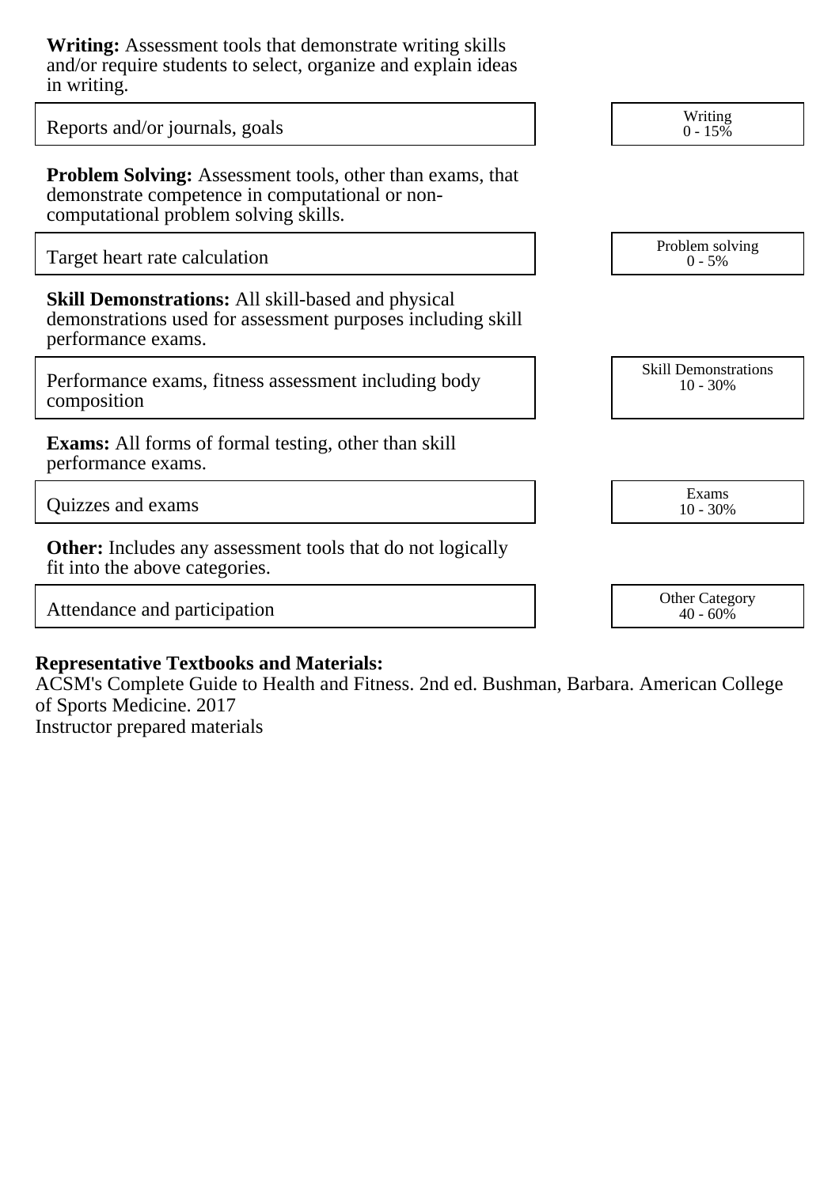**Writing:** Assessment tools that demonstrate writing skills and/or require students to select, organize and explain ideas in writing.

| | |
|---|---|
| Reports and/or journals, goals | Writing 0 - 15% |

**Problem Solving:** Assessment tools, other than exams, that demonstrate competence in computational or non-computational problem solving skills.

| | |
|---|---|
| Target heart rate calculation | Problem solving 0 - 5% |

**Skill Demonstrations:** All skill-based and physical demonstrations used for assessment purposes including skill performance exams.

| | |
|---|---|
| Performance exams, fitness assessment including body composition | Skill Demonstrations 10 - 30% |

**Exams:** All forms of formal testing, other than skill performance exams.

| | |
|---|---|
| Quizzes and exams | Exams 10 - 30% |

**Other:** Includes any assessment tools that do not logically fit into the above categories.

| | |
|---|---|
| Attendance and participation | Other Category 40 - 60% |

**Representative Textbooks and Materials:**

ACSM's Complete Guide to Health and Fitness. 2nd ed. Bushman, Barbara. American College of Sports Medicine. 2017

Instructor prepared materials